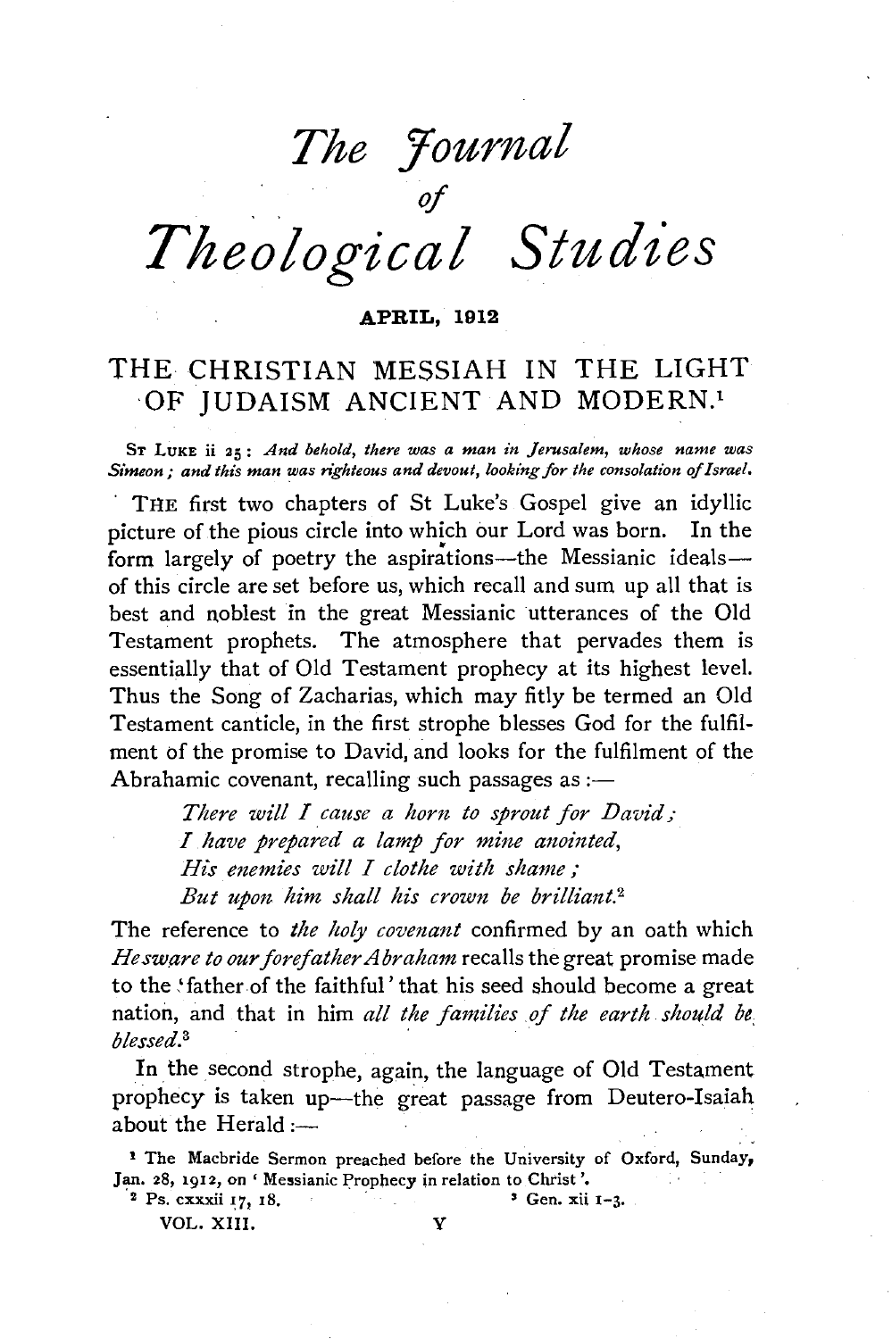# The Journal of Theological Studies

**APRIL, 1912**

## THE CHRISTIAN MESSIAH IN THE LIGHT OF JUDAISM ANCIENT AND MODERN.[1]

ST LUKE ii 25: *And behold, there was a man in Jerusalem, whose name was Simeon; and this man was righteous and devout, looking for the consolation of Israel.*

THE first two chapters of St Luke's Gospel give an idyllic picture of the pious circle into which our Lord was born. In the form largely of poetry the aspirations—the Messianic ideals—of this circle are set before us, which recall and sum up all that is best and noblest in the great Messianic utterances of the Old Testament prophets. The atmosphere that pervades them is essentially that of Old Testament prophecy at its highest level. Thus the Song of Zacharias, which may fitly be termed an Old Testament canticle, in the first strophe blesses God for the fulfilment of the promise to David, and looks for the fulfilment of the Abrahamic covenant, recalling such passages as:—

> *There will I cause a horn to sprout for David;*
> *I have prepared a lamp for mine anointed,*
> *His enemies will I clothe with shame;*
> *But upon him shall his crown be brilliant.*[2]

The reference to *the holy covenant* confirmed by an oath which *He sware to our forefather Abraham* recalls the great promise made to the 'father of the faithful' that his seed should become a great nation, and that in him *all the families of the earth should be blessed*.[3]

In the second strophe, again, the language of Old Testament prophecy is taken up—the great passage from Deutero-Isaiah about the Herald:—

---

[1] The Macbride Sermon preached before the University of Oxford, Sunday, Jan. 28, 1912, on 'Messianic Prophecy in relation to Christ'.

[2] Ps. cxxxii 17, 18.

[3] Gen. xii 1–3.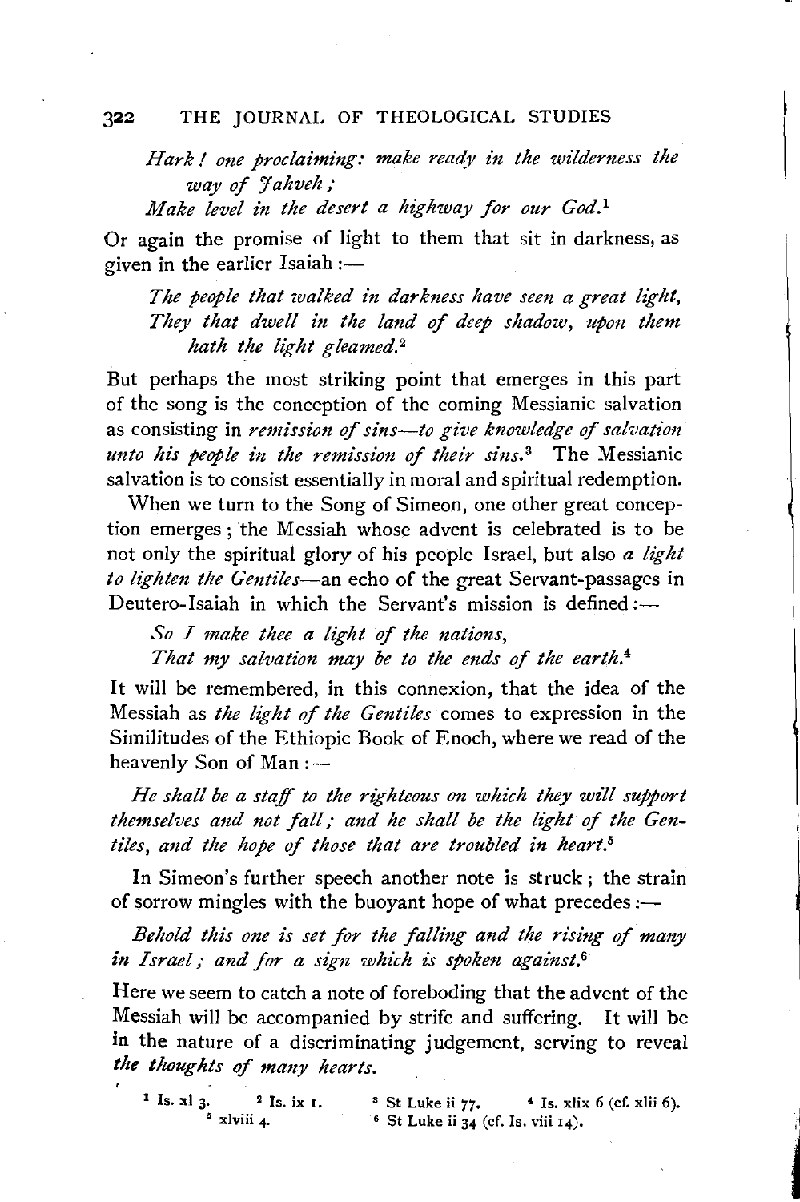*Hark! one proclaiming: make ready in the wilderness the way of Jahveh;*
*Make level in the desert a highway for our God.*[1]

Or again the promise of light to them that sit in darkness, as given in the earlier Isaiah :—

*The people that walked in darkness have seen a great light,*
*They that dwell in the land of deep shadow, upon them hath the light gleamed.*[2]

But perhaps the most striking point that emerges in this part of the song is the conception of the coming Messianic salvation as consisting in *remission of sins—to give knowledge of salvation unto his people in the remission of their sins.*[3] The Messianic salvation is to consist essentially in moral and spiritual redemption.

When we turn to the Song of Simeon, one other great conception emerges; the Messiah whose advent is celebrated is to be not only the spiritual glory of his people Israel, but also *a light to lighten the Gentiles*—an echo of the great Servant-passages in Deutero-Isaiah in which the Servant's mission is defined :—

*So I make thee a light of the nations,*
*That my salvation may be to the ends of the earth.*[4]

It will be remembered, in this connexion, that the idea of the Messiah as *the light of the Gentiles* comes to expression in the Similitudes of the Ethiopic Book of Enoch, where we read of the heavenly Son of Man :—

*He shall be a staff to the righteous on which they will support themselves and not fall; and he shall be the light of the Gentiles, and the hope of those that are troubled in heart.*[5]

In Simeon's further speech another note is struck; the strain of sorrow mingles with the buoyant hope of what precedes :—

*Behold this one is set for the falling and the rising of many in Israel; and for a sign which is spoken against.*[6]

Here we seem to catch a note of foreboding that the advent of the Messiah will be accompanied by strife and suffering. It will be in the nature of a discriminating judgement, serving to reveal *the thoughts of many hearts.*

[1] Is. xl 3. [2] Is. ix 1. [3] St Luke ii 77. [4] Is. xlix 6 (cf. xlii 6). [5] xlviii 4. [6] St Luke ii 34 (cf. Is. viii 14).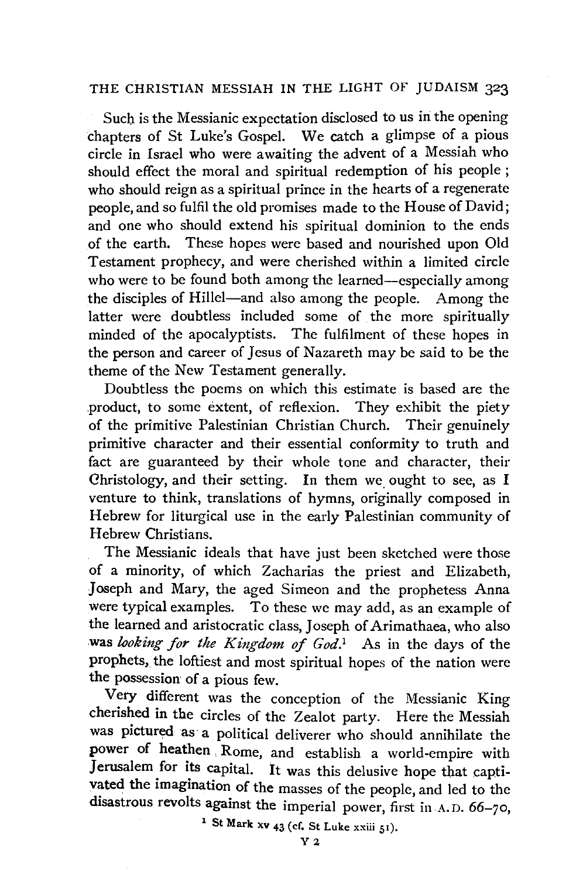Such is the Messianic expectation disclosed to us in the opening chapters of St Luke's Gospel. We catch a glimpse of a pious circle in Israel who were awaiting the advent of a Messiah who should effect the moral and spiritual redemption of his people; who should reign as a spiritual prince in the hearts of a regenerate people, and so fulfil the old promises made to the House of David; and one who should extend his spiritual dominion to the ends of the earth. These hopes were based and nourished upon Old Testament prophecy, and were cherished within a limited circle who were to be found both among the learned—especially among the disciples of Hillel—and also among the people. Among the latter were doubtless included some of the more spiritually minded of the apocalyptists. The fulfilment of these hopes in the person and career of Jesus of Nazareth may be said to be the theme of the New Testament generally.

Doubtless the poems on which this estimate is based are the product, to some extent, of reflexion. They exhibit the piety of the primitive Palestinian Christian Church. Their genuinely primitive character and their essential conformity to truth and fact are guaranteed by their whole tone and character, their Christology, and their setting. In them we ought to see, as I venture to think, translations of hymns, originally composed in Hebrew for liturgical use in the early Palestinian community of Hebrew Christians.

The Messianic ideals that have just been sketched were those of a minority, of which Zacharias the priest and Elizabeth, Joseph and Mary, the aged Simeon and the prophetess Anna were typical examples. To these we may add, as an example of the learned and aristocratic class, Joseph of Arimathaea, who also was *looking for the Kingdom of God*.[1] As in the days of the prophets, the loftiest and most spiritual hopes of the nation were the possession of a pious few.

Very different was the conception of the Messianic King cherished in the circles of the Zealot party. Here the Messiah was pictured as a political deliverer who should annihilate the power of heathen Rome, and establish a world-empire with Jerusalem for its capital. It was this delusive hope that captivated the imagination of the masses of the people, and led to the disastrous revolts against the imperial power, first in A.D. 66–70,

[1] St Mark xv 43 (cf. St Luke xxiii 51).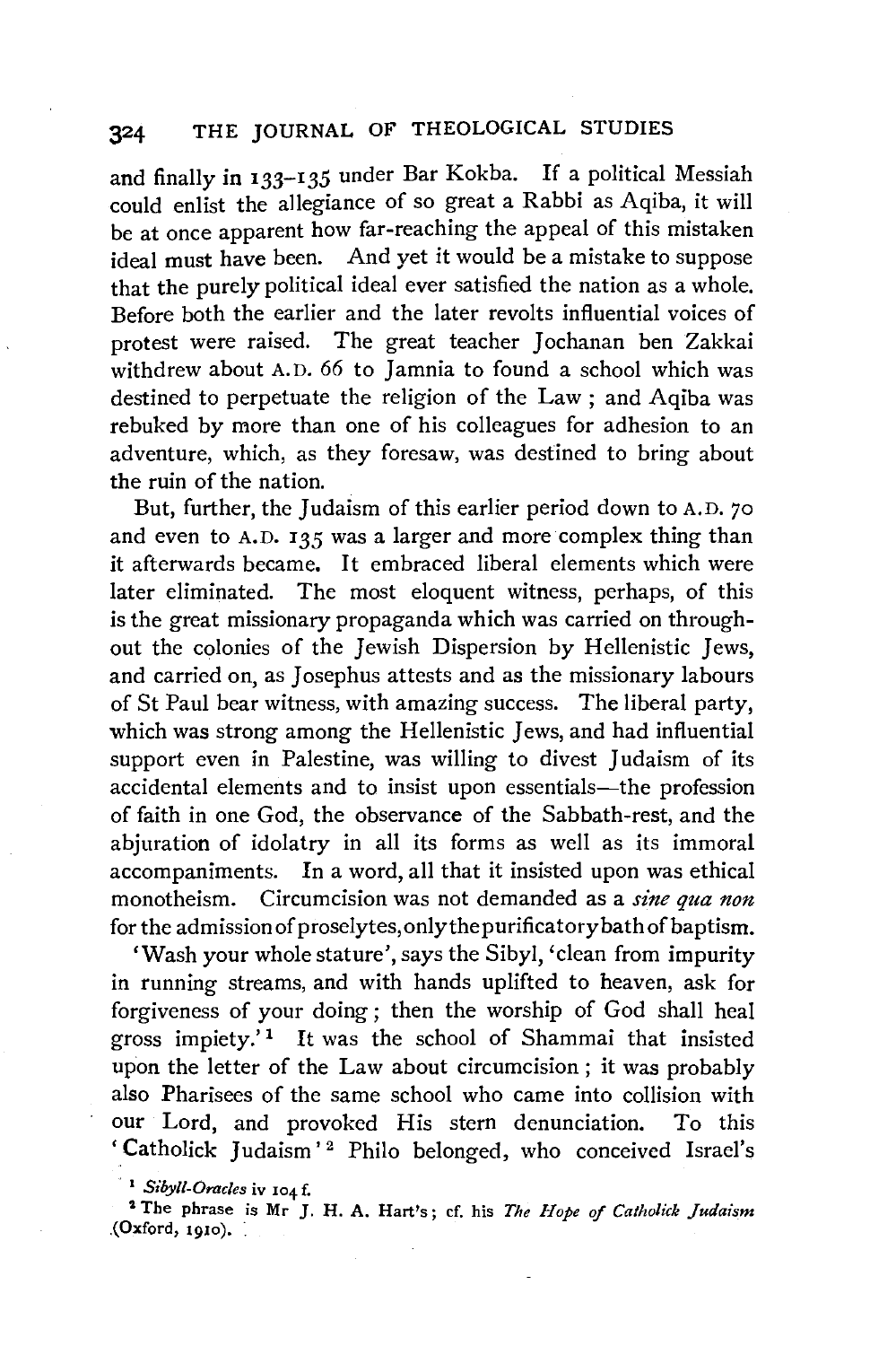and finally in 133–135 under Bar Kokba. If a political Messiah could enlist the allegiance of so great a Rabbi as Aqiba, it will be at once apparent how far-reaching the appeal of this mistaken ideal must have been. And yet it would be a mistake to suppose that the purely political ideal ever satisfied the nation as a whole. Before both the earlier and the later revolts influential voices of protest were raised. The great teacher Jochanan ben Zakkai withdrew about A.D. 66 to Jamnia to found a school which was destined to perpetuate the religion of the Law; and Aqiba was rebuked by more than one of his colleagues for adhesion to an adventure, which, as they foresaw, was destined to bring about the ruin of the nation.

But, further, the Judaism of this earlier period down to A.D. 70 and even to A.D. 135 was a larger and more complex thing than it afterwards became. It embraced liberal elements which were later eliminated. The most eloquent witness, perhaps, of this is the great missionary propaganda which was carried on throughout the colonies of the Jewish Dispersion by Hellenistic Jews, and carried on, as Josephus attests and as the missionary labours of St Paul bear witness, with amazing success. The liberal party, which was strong among the Hellenistic Jews, and had influential support even in Palestine, was willing to divest Judaism of its accidental elements and to insist upon essentials—the profession of faith in one God, the observance of the Sabbath-rest, and the abjuration of idolatry in all its forms as well as its immoral accompaniments. In a word, all that it insisted upon was ethical monotheism. Circumcision was not demanded as a *sine qua non* for the admission of proselytes, only the purificatory bath of baptism.

'Wash your whole stature', says the Sibyl, 'clean from impurity in running streams, and with hands uplifted to heaven, ask for forgiveness of your doing; then the worship of God shall heal gross impiety.'[1] It was the school of Shammai that insisted upon the letter of the Law about circumcision; it was probably also Pharisees of the same school who came into collision with our Lord, and provoked His stern denunciation. To this 'Catholick Judaism'[2] Philo belonged, who conceived Israel's

[1] *Sibyll-Oracles* iv 104 f.

[2] The phrase is Mr J. H. A. Hart's; cf. his *The Hope of Catholick Judaism* (Oxford, 1910).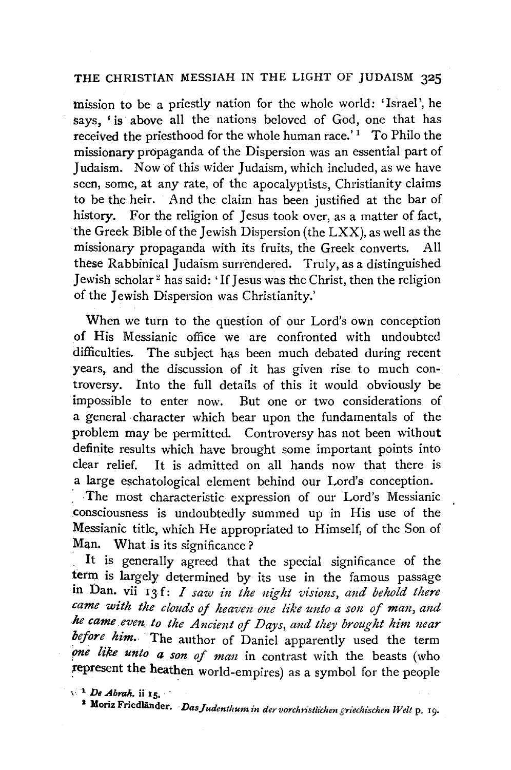mission to be a priestly nation for the whole world: 'Israel', he says, 'is above all the nations beloved of God, one that has received the priesthood for the whole human race.'[1] To Philo the missionary propaganda of the Dispersion was an essential part of Judaism. Now of this wider Judaism, which included, as we have seen, some, at any rate, of the apocalyptists, Christianity claims to be the heir. And the claim has been justified at the bar of history. For the religion of Jesus took over, as a matter of fact, the Greek Bible of the Jewish Dispersion (the LXX), as well as the missionary propaganda with its fruits, the Greek converts. All these Rabbinical Judaism surrendered. Truly, as a distinguished Jewish scholar[2] has said: 'If Jesus was the Christ, then the religion of the Jewish Dispersion was Christianity.'

When we turn to the question of our Lord's own conception of His Messianic office we are confronted with undoubted difficulties. The subject has been much debated during recent years, and the discussion of it has given rise to much controversy. Into the full details of this it would obviously be impossible to enter now. But one or two considerations of a general character which bear upon the fundamentals of the problem may be permitted. Controversy has not been without definite results which have brought some important points into clear relief. It is admitted on all hands now that there is a large eschatological element behind our Lord's conception.

The most characteristic expression of our Lord's Messianic consciousness is undoubtedly summed up in His use of the Messianic title, which He appropriated to Himself, of the Son of Man. What is its significance?

It is generally agreed that the special significance of the term is largely determined by its use in the famous passage in Dan. vii 13 f: *I saw in the night visions, and behold there came with the clouds of heaven one like unto a son of man, and he came even to the Ancient of Days, and they brought him near before him.* The author of Daniel apparently used the term *one like unto a son of man* in contrast with the beasts (who represent the heathen world-empires) as a symbol for the people

[1] *De Abrah.* ii 15.

[2] Moriz Friedländer. *Das Judenthum in der vorchristlichen griechischen Welt* p. 19.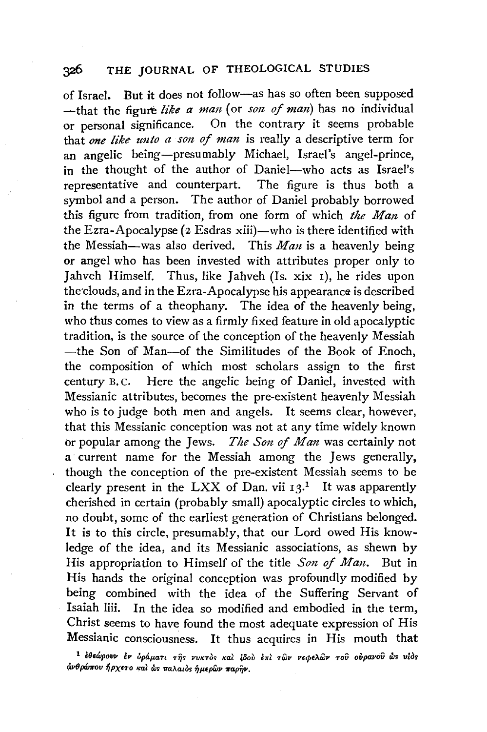of Israel. But it does not follow—as has so often been supposed—that the figure *like a man* (or *son of man*) has no individual or personal significance. On the contrary it seems probable that *one like unto a son of man* is really a descriptive term for an angelic being—presumably Michael, Israel's angel-prince, in the thought of the author of Daniel—who acts as Israel's representative and counterpart. The figure is thus both a symbol and a person. The author of Daniel probably borrowed this figure from tradition, from one form of which *the Man* of the Ezra-Apocalypse (2 Esdras xiii)—who is there identified with the Messiah—was also derived. This *Man* is a heavenly being or angel who has been invested with attributes proper only to Jahveh Himself. Thus, like Jahveh (Is. xix 1), he rides upon the clouds, and in the Ezra-Apocalypse his appearance is described in the terms of a theophany. The idea of the heavenly being, who thus comes to view as a firmly fixed feature in old apocalyptic tradition, is the source of the conception of the heavenly Messiah—the Son of Man—of the Similitudes of the Book of Enoch, the composition of which most scholars assign to the first century B.C. Here the angelic being of Daniel, invested with Messianic attributes, becomes the pre-existent heavenly Messiah who is to judge both men and angels. It seems clear, however, that this Messianic conception was not at any time widely known or popular among the Jews. *The Son of Man* was certainly not a current name for the Messiah among the Jews generally, though the conception of the pre-existent Messiah seems to be clearly present in the LXX of Dan. vii 13.[1] It was apparently cherished in certain (probably small) apocalyptic circles to which, no doubt, some of the earliest generation of Christians belonged. It is to this circle, presumably, that our Lord owed His knowledge of the idea, and its Messianic associations, as shewn by His appropriation to Himself of the title *Son of Man*. But in His hands the original conception was profoundly modified by being combined with the idea of the Suffering Servant of Isaiah liii. In the idea so modified and embodied in the term, Christ seems to have found the most adequate expression of His Messianic consciousness. It thus acquires in His mouth that

[1] ἐθεώρουν ἐν ὁράματι τῆς νυκτὸς καὶ ἰδοὺ ἐπὶ τῶν νεφελῶν τοῦ οὐρανοῦ ὡς υἱὸς ἀνθρώπου ἤρχετο καὶ ὡς παλαιὸς ἡμερῶν παρῆν.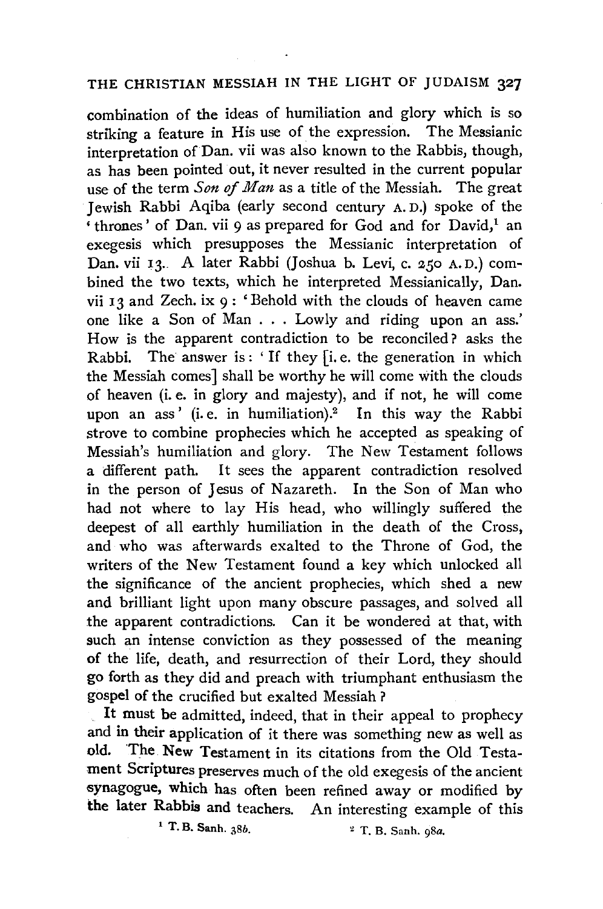combination of the ideas of humiliation and glory which is so striking a feature in His use of the expression. The Messianic interpretation of Dan. vii was also known to the Rabbis, though, as has been pointed out, it never resulted in the current popular use of the term *Son of Man* as a title of the Messiah. The great Jewish Rabbi Aqiba (early second century A.D.) spoke of the 'thrones' of Dan. vii 9 as prepared for God and for David,[1] an exegesis which presupposes the Messianic interpretation of Dan. vii 13. A later Rabbi (Joshua b. Levi, c. 250 A.D.) combined the two texts, which he interpreted Messianically, Dan. vii 13 and Zech. ix 9: 'Behold with the clouds of heaven came one like a Son of Man . . . Lowly and riding upon an ass.' How is the apparent contradiction to be reconciled? asks the Rabbi. The answer is: 'If they [i.e. the generation in which the Messiah comes] shall be worthy he will come with the clouds of heaven (i.e. in glory and majesty), and if not, he will come upon an ass' (i.e. in humiliation).[2] In this way the Rabbi strove to combine prophecies which he accepted as speaking of Messiah's humiliation and glory. The New Testament follows a different path. It sees the apparent contradiction resolved in the person of Jesus of Nazareth. In the Son of Man who had not where to lay His head, who willingly suffered the deepest of all earthly humiliation in the death of the Cross, and who was afterwards exalted to the Throne of God, the writers of the New Testament found a key which unlocked all the significance of the ancient prophecies, which shed a new and brilliant light upon many obscure passages, and solved all the apparent contradictions. Can it be wondered at that, with such an intense conviction as they possessed of the meaning of the life, death, and resurrection of their Lord, they should go forth as they did and preach with triumphant enthusiasm the gospel of the crucified but exalted Messiah?

It must be admitted, indeed, that in their appeal to prophecy and in their application of it there was something new as well as old. The New Testament in its citations from the Old Testament Scriptures preserves much of the old exegesis of the ancient synagogue, which has often been refined away or modified by the later Rabbis and teachers. An interesting example of this

[1] T. B. Sanh. 38*b*.

[2] T. B. Sanh. 98*a*.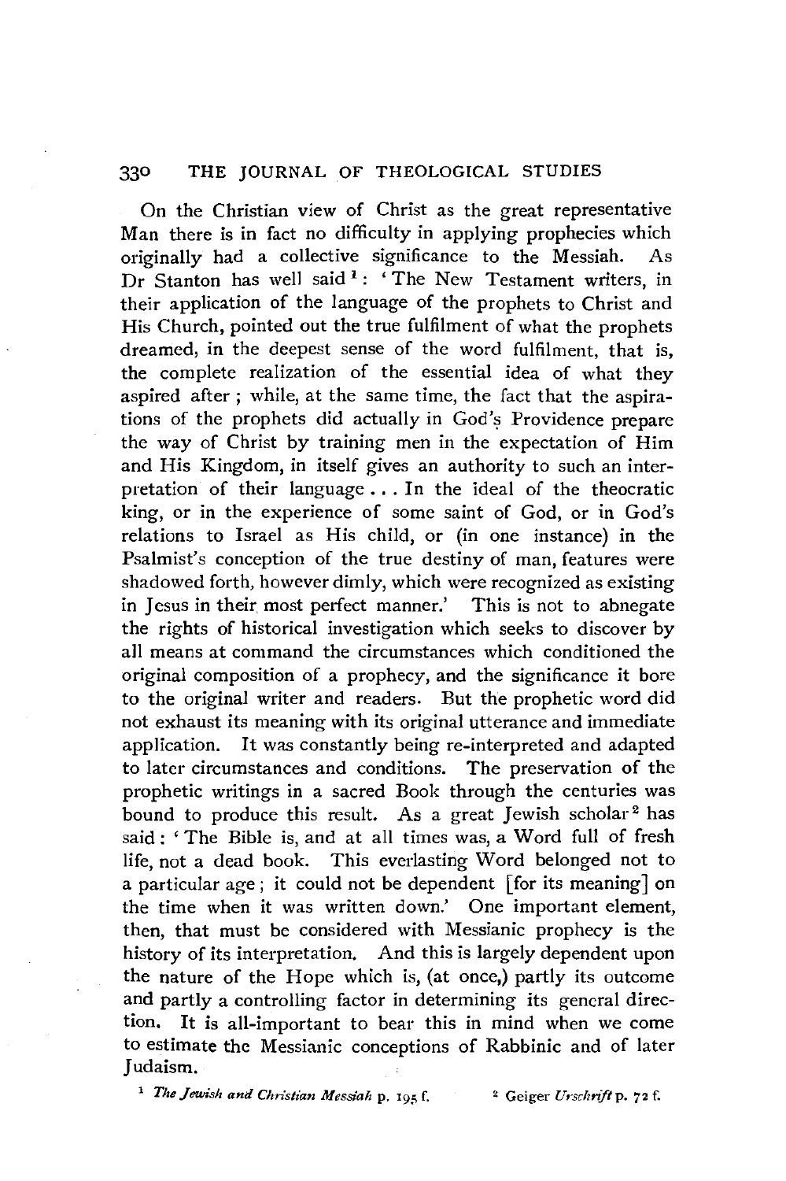On the Christian view of Christ as the great representative Man there is in fact no difficulty in applying prophecies which originally had a collective significance to the Messiah. As Dr Stanton has well said[1]: 'The New Testament writers, in their application of the language of the prophets to Christ and His Church, pointed out the true fulfilment of what the prophets dreamed, in the deepest sense of the word fulfilment, that is, the complete realization of the essential idea of what they aspired after; while, at the same time, the fact that the aspirations of the prophets did actually in God's Providence prepare the way of Christ by training men in the expectation of Him and His Kingdom, in itself gives an authority to such an interpretation of their language ... In the ideal of the theocratic king, or in the experience of some saint of God, or in God's relations to Israel as His child, or (in one instance) in the Psalmist's conception of the true destiny of man, features were shadowed forth, however dimly, which were recognized as existing in Jesus in their most perfect manner.' This is not to abnegate the rights of historical investigation which seeks to discover by all means at command the circumstances which conditioned the original composition of a prophecy, and the significance it bore to the original writer and readers. But the prophetic word did not exhaust its meaning with its original utterance and immediate application. It was constantly being re-interpreted and adapted to later circumstances and conditions. The preservation of the prophetic writings in a sacred Book through the centuries was bound to produce this result. As a great Jewish scholar[2] has said: 'The Bible is, and at all times was, a Word full of fresh life, not a dead book. This everlasting Word belonged not to a particular age; it could not be dependent [for its meaning] on the time when it was written down.' One important element, then, that must be considered with Messianic prophecy is the history of its interpretation. And this is largely dependent upon the nature of the Hope which is, (at once,) partly its outcome and partly a controlling factor in determining its general direction. It is all-important to bear this in mind when we come to estimate the Messianic conceptions of Rabbinic and of later Judaism.

[1] *The Jewish and Christian Messiah* p. 195 f.

[2] Geiger *Urschrift* p. 72 f.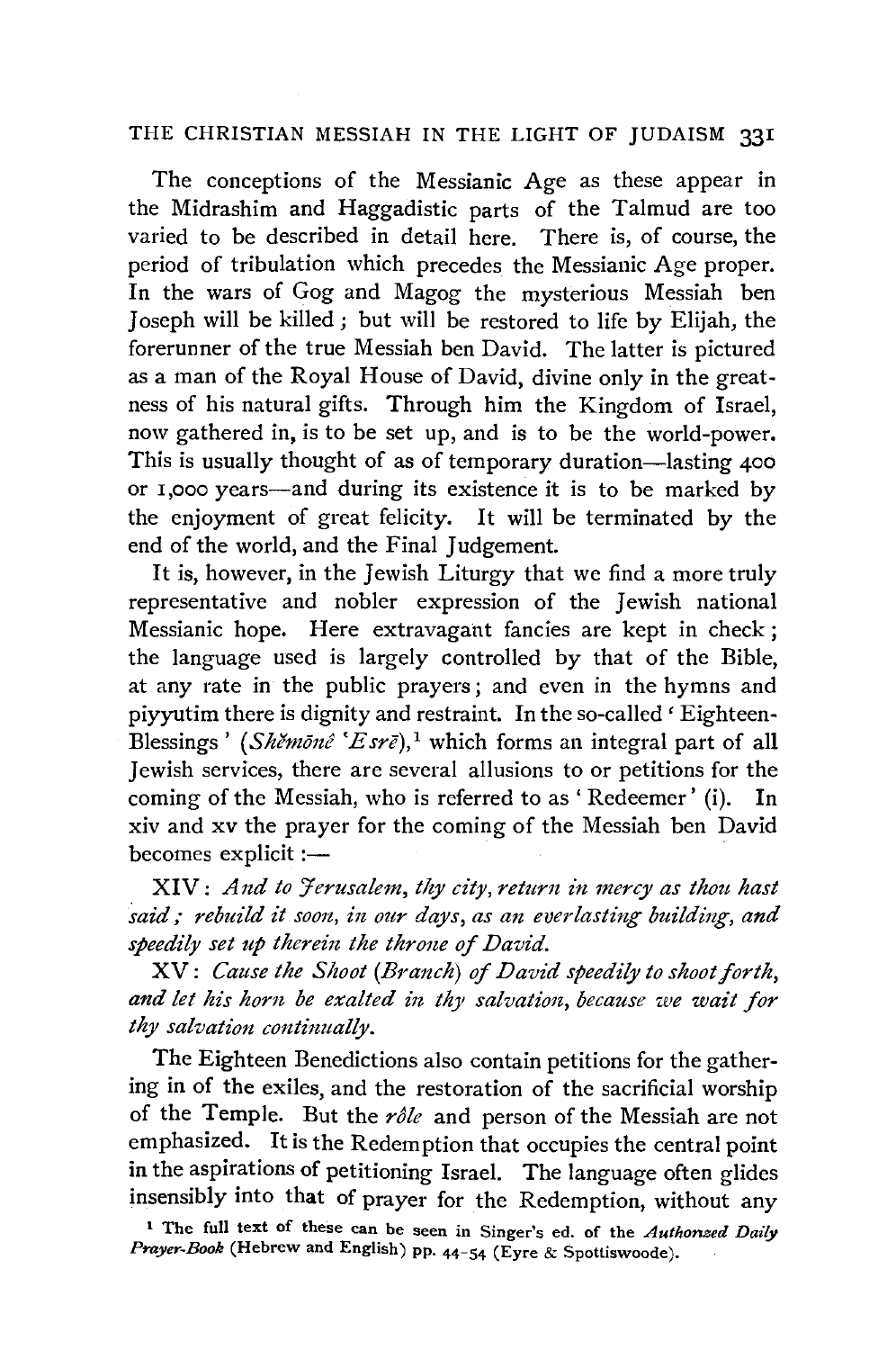The conceptions of the Messianic Age as these appear in the Midrashim and Haggadistic parts of the Talmud are too varied to be described in detail here. There is, of course, the period of tribulation which precedes the Messianic Age proper. In the wars of Gog and Magog the mysterious Messiah ben Joseph will be killed; but will be restored to life by Elijah, the forerunner of the true Messiah ben David. The latter is pictured as a man of the Royal House of David, divine only in the greatness of his natural gifts. Through him the Kingdom of Israel, now gathered in, is to be set up, and is to be the world-power. This is usually thought of as of temporary duration—lasting 400 or 1,000 years—and during its existence it is to be marked by the enjoyment of great felicity. It will be terminated by the end of the world, and the Final Judgement.

It is, however, in the Jewish Liturgy that we find a more truly representative and nobler expression of the Jewish national Messianic hope. Here extravagant fancies are kept in check; the language used is largely controlled by that of the Bible, at any rate in the public prayers; and even in the hymns and piyyutim there is dignity and restraint. In the so-called 'Eighteen-Blessings' (*Shĕmōnê 'Esrē*),[1] which forms an integral part of all Jewish services, there are several allusions to or petitions for the coming of the Messiah, who is referred to as 'Redeemer' (i). In xiv and xv the prayer for the coming of the Messiah ben David becomes explicit:—

XIV: *And to Jerusalem, thy city, return in mercy as thou hast said; rebuild it soon, in our days, as an everlasting building, and speedily set up therein the throne of David.*

XV: *Cause the Shoot (Branch) of David speedily to shoot forth, and let his horn be exalted in thy salvation, because we wait for thy salvation continually.*

The Eighteen Benedictions also contain petitions for the gathering in of the exiles, and the restoration of the sacrificial worship of the Temple. But the *rôle* and person of the Messiah are not emphasized. It is the Redemption that occupies the central point in the aspirations of petitioning Israel. The language often glides insensibly into that of prayer for the Redemption, without any

[1] The full text of these can be seen in Singer's ed. of the *Authorized Daily Prayer-Book* (Hebrew and English) pp. 44-54 (Eyre & Spottiswoode).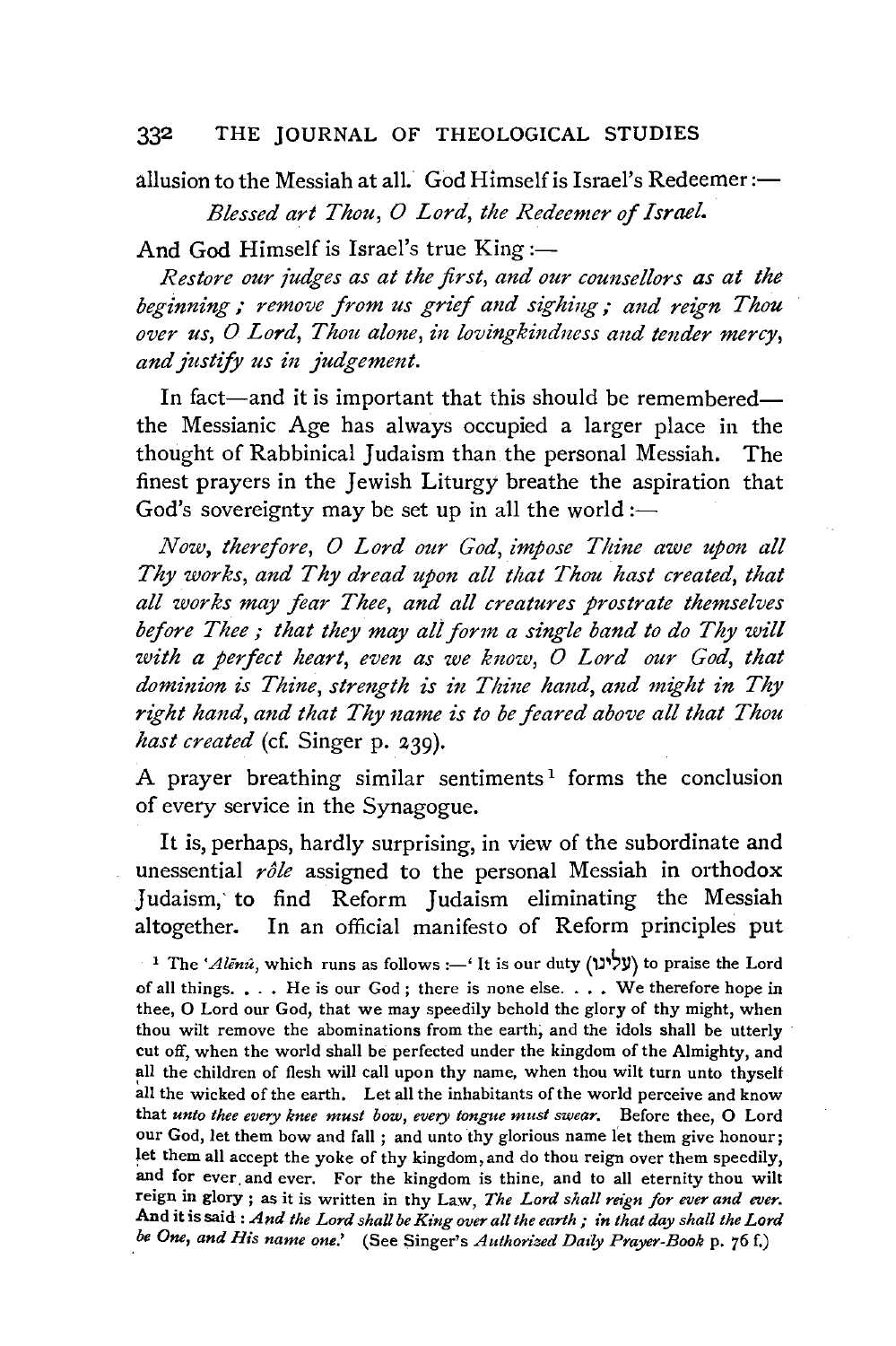allusion to the Messiah at all. God Himself is Israel's Redeemer:—

*Blessed art Thou, O Lord, the Redeemer of Israel.*

And God Himself is Israel's true King:—

*Restore our judges as at the first, and our counsellors as at the beginning; remove from us grief and sighing; and reign Thou over us, O Lord, Thou alone, in lovingkindness and tender mercy, and justify us in judgement.*

In fact—and it is important that this should be remembered—the Messianic Age has always occupied a larger place in the thought of Rabbinical Judaism than the personal Messiah. The finest prayers in the Jewish Liturgy breathe the aspiration that God's sovereignty may be set up in all the world:—

*Now, therefore, O Lord our God, impose Thine awe upon all Thy works, and Thy dread upon all that Thou hast created, that all works may fear Thee, and all creatures prostrate themselves before Thee; that they may all form a single band to do Thy will with a perfect heart, even as we know, O Lord our God, that dominion is Thine, strength is in Thine hand, and might in Thy right hand, and that Thy name is to be feared above all that Thou hast created* (cf. Singer p. 239).

A prayer breathing similar sentiments[1] forms the conclusion of every service in the Synagogue.

It is, perhaps, hardly surprising, in view of the subordinate and unessential *rôle* assigned to the personal Messiah in orthodox Judaism, to find Reform Judaism eliminating the Messiah altogether. In an official manifesto of Reform principles put

[1] The *'Alēnû*, which runs as follows:—'It is our duty (עלינו) to praise the Lord of all things. . . . He is our God; there is none else. . . . We therefore hope in thee, O Lord our God, that we may speedily behold the glory of thy might, when thou wilt remove the abominations from the earth, and the idols shall be utterly cut off, when the world shall be perfected under the kingdom of the Almighty, and all the children of flesh will call upon thy name, when thou wilt turn unto thyself all the wicked of the earth. Let all the inhabitants of the world perceive and know that *unto thee every knee must bow, every tongue must swear.* Before thee, O Lord our God, let them bow and fall; and unto thy glorious name let them give honour; let them all accept the yoke of thy kingdom, and do thou reign over them speedily, and for ever and ever. For the kingdom is thine, and to all eternity thou wilt reign in glory; as it is written in thy Law, *The Lord shall reign for ever and ever.* And it is said: *And the Lord shall be King over all the earth; in that day shall the Lord be One, and His name one.*' (See Singer's *Authorized Daily Prayer-Book* p. 76 f.)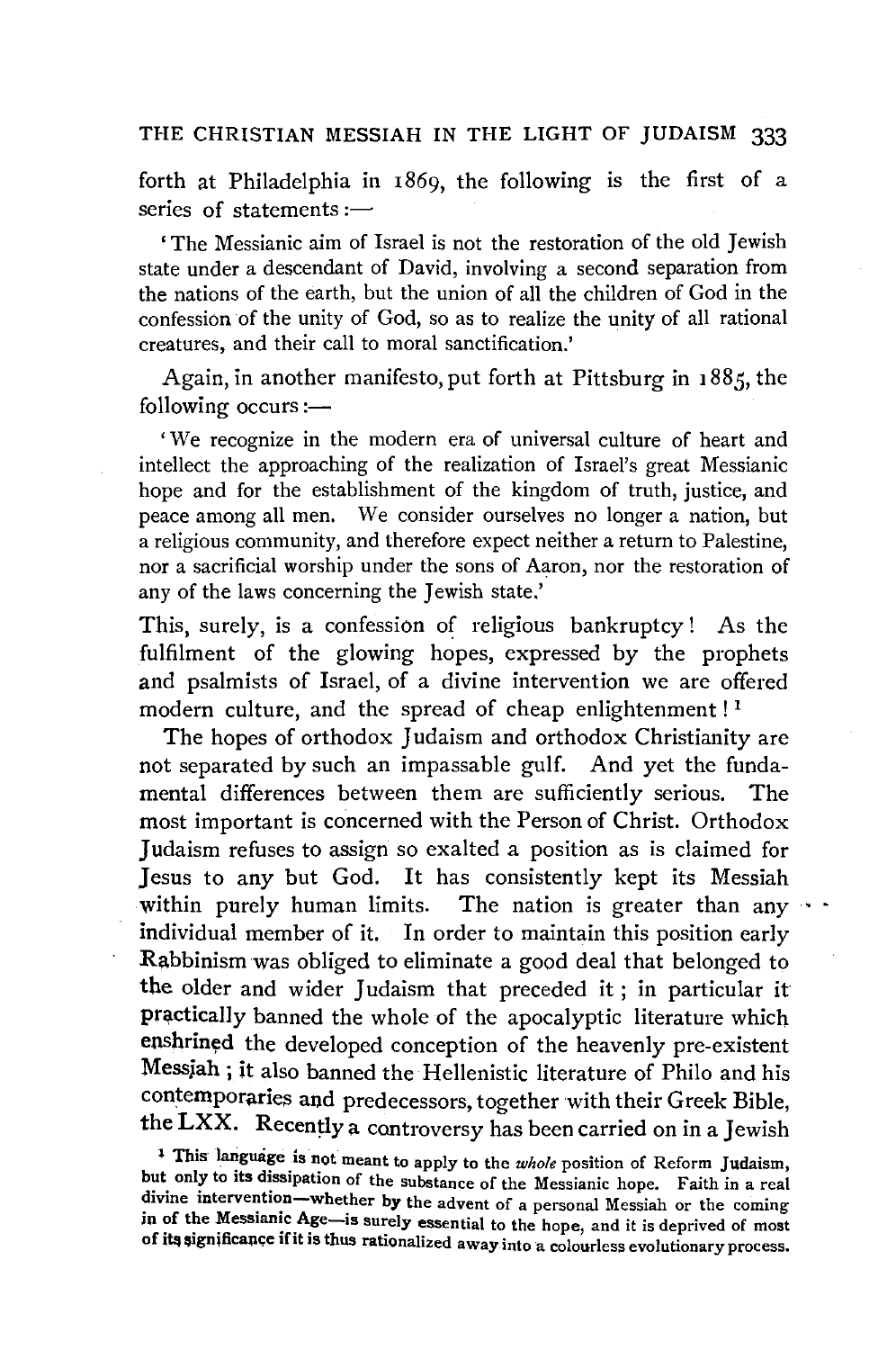forth at Philadelphia in 1869, the following is the first of a series of statements:—

> 'The Messianic aim of Israel is not the restoration of the old Jewish state under a descendant of David, involving a second separation from the nations of the earth, but the union of all the children of God in the confession of the unity of God, so as to realize the unity of all rational creatures, and their call to moral sanctification.'

Again, in another manifesto, put forth at Pittsburg in 1885, the following occurs:—

> 'We recognize in the modern era of universal culture of heart and intellect the approaching of the realization of Israel's great Messianic hope and for the establishment of the kingdom of truth, justice, and peace among all men. We consider ourselves no longer a nation, but a religious community, and therefore expect neither a return to Palestine, nor a sacrificial worship under the sons of Aaron, nor the restoration of any of the laws concerning the Jewish state.'

This, surely, is a confession of religious bankruptcy! As the fulfilment of the glowing hopes, expressed by the prophets and psalmists of Israel, of a divine intervention we are offered modern culture, and the spread of cheap enlightenment![1]

The hopes of orthodox Judaism and orthodox Christianity are not separated by such an impassable gulf. And yet the fundamental differences between them are sufficiently serious. The most important is concerned with the Person of Christ. Orthodox Judaism refuses to assign so exalted a position as is claimed for Jesus to any but God. It has consistently kept its Messiah within purely human limits. The nation is greater than any individual member of it. In order to maintain this position early Rabbinism was obliged to eliminate a good deal that belonged to the older and wider Judaism that preceded it; in particular it practically banned the whole of the apocalyptic literature which enshrined the developed conception of the heavenly pre-existent Messiah; it also banned the Hellenistic literature of Philo and his contemporaries and predecessors, together with their Greek Bible, the LXX. Recently a controversy has been carried on in a Jewish

[1] This language is not meant to apply to the *whole* position of Reform Judaism, but only to its dissipation of the substance of the Messianic hope. Faith in a real divine intervention—whether by the advent of a personal Messiah or the coming in of the Messianic Age—is surely essential to the hope, and it is deprived of most of its significance if it is thus rationalized away into a colourless evolutionary process.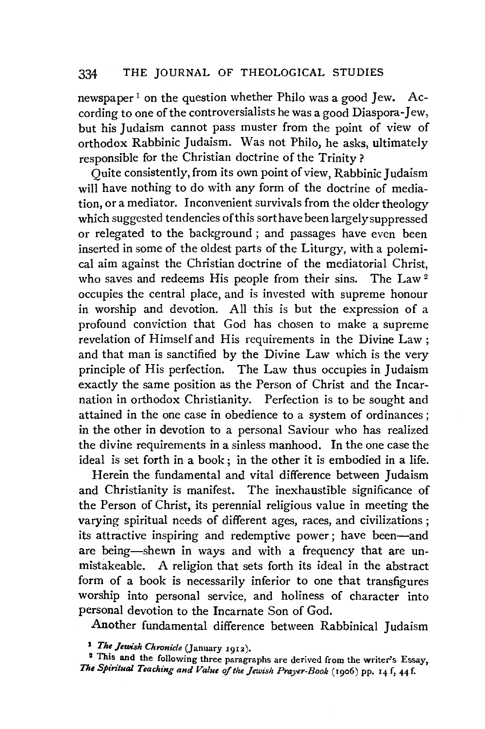newspaper[1] on the question whether Philo was a good Jew. According to one of the controversialists he was a good Diaspora-Jew, but his Judaism cannot pass muster from the point of view of orthodox Rabbinic Judaism. Was not Philo, he asks, ultimately responsible for the Christian doctrine of the Trinity?

Quite consistently, from its own point of view, Rabbinic Judaism will have nothing to do with any form of the doctrine of mediation, or a mediator. Inconvenient survivals from the older theology which suggested tendencies of this sort have been largely suppressed or relegated to the background; and passages have even been inserted in some of the oldest parts of the Liturgy, with a polemical aim against the Christian doctrine of the mediatorial Christ, who saves and redeems His people from their sins. The Law[2] occupies the central place, and is invested with supreme honour in worship and devotion. All this is but the expression of a profound conviction that God has chosen to make a supreme revelation of Himself and His requirements in the Divine Law; and that man is sanctified by the Divine Law which is the very principle of His perfection. The Law thus occupies in Judaism exactly the same position as the Person of Christ and the Incarnation in orthodox Christianity. Perfection is to be sought and attained in the one case in obedience to a system of ordinances; in the other in devotion to a personal Saviour who has realized the divine requirements in a sinless manhood. In the one case the ideal is set forth in a book; in the other it is embodied in a life.

Herein the fundamental and vital difference between Judaism and Christianity is manifest. The inexhaustible significance of the Person of Christ, its perennial religious value in meeting the varying spiritual needs of different ages, races, and civilizations; its attractive inspiring and redemptive power; have been—and are being—shewn in ways and with a frequency that are unmistakeable. A religion that sets forth its ideal in the abstract form of a book is necessarily inferior to one that transfigures worship into personal service, and holiness of character into personal devotion to the Incarnate Son of God.

Another fundamental difference between Rabbinical Judaism

[1] *The Jewish Chronicle* (January 1912).

[2] This and the following three paragraphs are derived from the writer's Essay, *The Spiritual Teaching and Value of the Jewish Prayer-Book* (1906) pp. 14 f, 44 f.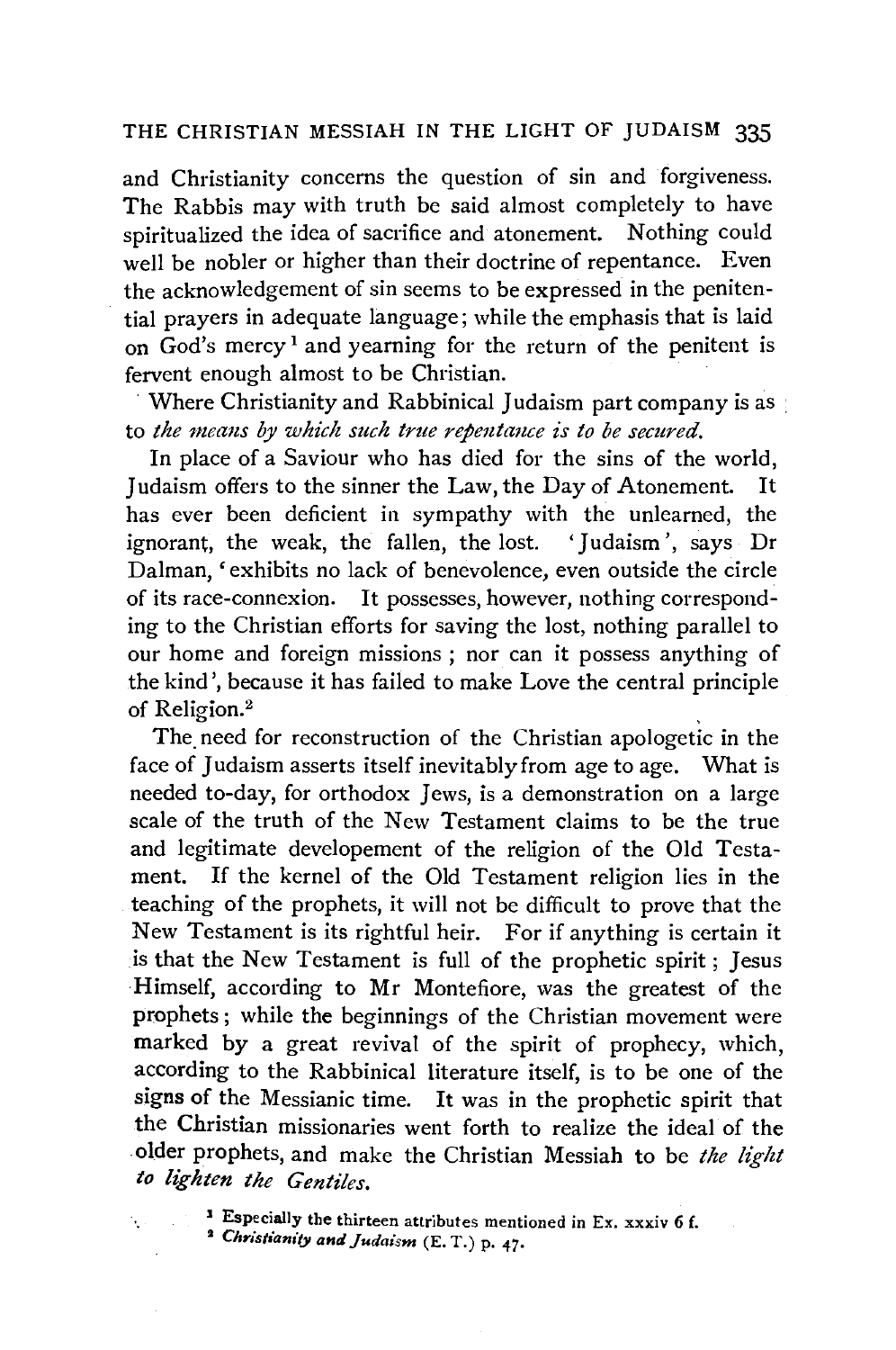and Christianity concerns the question of sin and forgiveness. The Rabbis may with truth be said almost completely to have spiritualized the idea of sacrifice and atonement. Nothing could well be nobler or higher than their doctrine of repentance. Even the acknowledgement of sin seems to be expressed in the penitential prayers in adequate language; while the emphasis that is laid on God's mercy[1] and yearning for the return of the penitent is fervent enough almost to be Christian.

Where Christianity and Rabbinical Judaism part company is as to *the means by which such true repentance is to be secured.*

In place of a Saviour who has died for the sins of the world, Judaism offers to the sinner the Law, the Day of Atonement. It has ever been deficient in sympathy with the unlearned, the ignorant, the weak, the fallen, the lost. 'Judaism', says Dr Dalman, 'exhibits no lack of benevolence, even outside the circle of its race-connexion. It possesses, however, nothing corresponding to the Christian efforts for saving the lost, nothing parallel to our home and foreign missions; nor can it possess anything of the kind', because it has failed to make Love the central principle of Religion.[2]

The need for reconstruction of the Christian apologetic in the face of Judaism asserts itself inevitably from age to age. What is needed to-day, for orthodox Jews, is a demonstration on a large scale of the truth of the New Testament claims to be the true and legitimate developement of the religion of the Old Testament. If the kernel of the Old Testament religion lies in the teaching of the prophets, it will not be difficult to prove that the New Testament is its rightful heir. For if anything is certain it is that the New Testament is full of the prophetic spirit; Jesus Himself, according to Mr Montefiore, was the greatest of the prophets; while the beginnings of the Christian movement were marked by a great revival of the spirit of prophecy, which, according to the Rabbinical literature itself, is to be one of the signs of the Messianic time. It was in the prophetic spirit that the Christian missionaries went forth to realize the ideal of the older prophets, and make the Christian Messiah to be *the light to lighten the Gentiles.*

[1] Especially the thirteen attributes mentioned in Ex. xxxiv 6 f.

[2] *Christianity and Judaism* (E. T.) p. 47.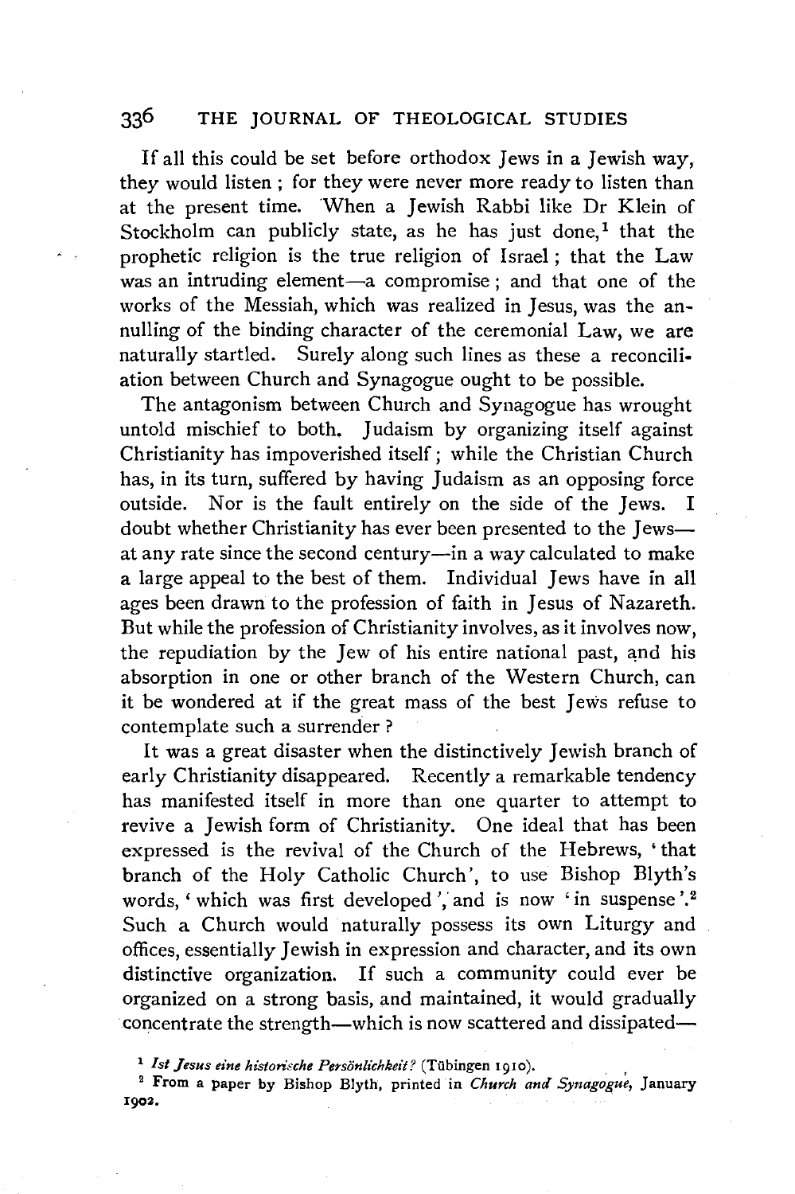If all this could be set before orthodox Jews in a Jewish way, they would listen; for they were never more ready to listen than at the present time. When a Jewish Rabbi like Dr Klein of Stockholm can publicly state, as he has just done,[1] that the prophetic religion is the true religion of Israel; that the Law was an intruding element—a compromise; and that one of the works of the Messiah, which was realized in Jesus, was the annulling of the binding character of the ceremonial Law, we are naturally startled. Surely along such lines as these a reconciliation between Church and Synagogue ought to be possible.

The antagonism between Church and Synagogue has wrought untold mischief to both. Judaism by organizing itself against Christianity has impoverished itself; while the Christian Church has, in its turn, suffered by having Judaism as an opposing force outside. Nor is the fault entirely on the side of the Jews. I doubt whether Christianity has ever been presented to the Jews—at any rate since the second century—in a way calculated to make a large appeal to the best of them. Individual Jews have in all ages been drawn to the profession of faith in Jesus of Nazareth. But while the profession of Christianity involves, as it involves now, the repudiation by the Jew of his entire national past, and his absorption in one or other branch of the Western Church, can it be wondered at if the great mass of the best Jews refuse to contemplate such a surrender?

It was a great disaster when the distinctively Jewish branch of early Christianity disappeared. Recently a remarkable tendency has manifested itself in more than one quarter to attempt to revive a Jewish form of Christianity. One ideal that has been expressed is the revival of the Church of the Hebrews, 'that branch of the Holy Catholic Church', to use Bishop Blyth's words, 'which was first developed', and is now 'in suspense'.[2] Such a Church would naturally possess its own Liturgy and offices, essentially Jewish in expression and character, and its own distinctive organization. If such a community could ever be organized on a strong basis, and maintained, it would gradually concentrate the strength—which is now scattered and dissipated—

[1] *Ist Jesus eine historische Persönlichkeit?* (Tübingen 1910).

[2] From a paper by Bishop Blyth, printed in *Church and Synagogue*, January 1902.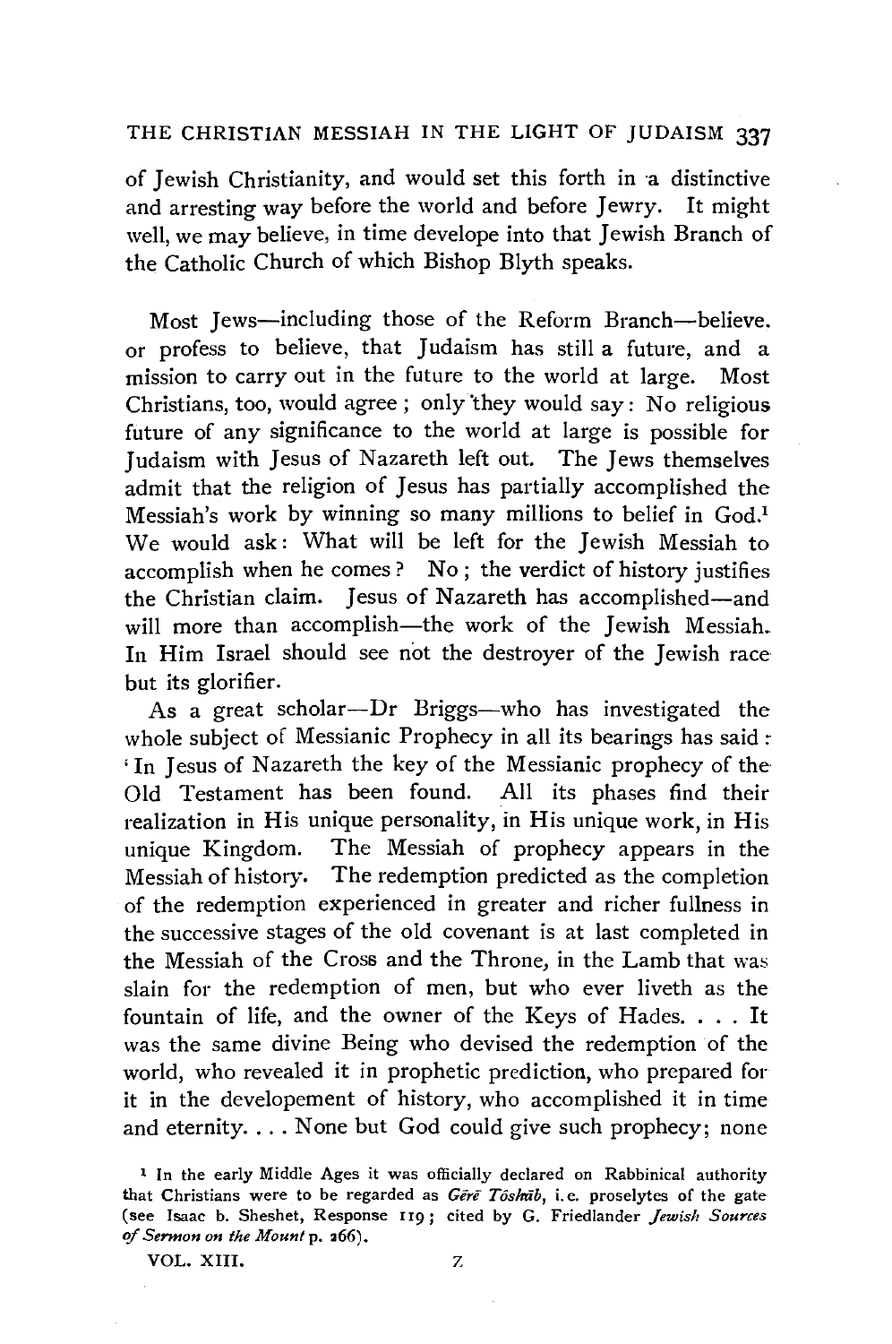of Jewish Christianity, and would set this forth in a distinctive and arresting way before the world and before Jewry. It might well, we may believe, in time develope into that Jewish Branch of the Catholic Church of which Bishop Blyth speaks.

Most Jews—including those of the Reform Branch—believe, or profess to believe, that Judaism has still a future, and a mission to carry out in the future to the world at large. Most Christians, too, would agree; only they would say: No religious future of any significance to the world at large is possible for Judaism with Jesus of Nazareth left out. The Jews themselves admit that the religion of Jesus has partially accomplished the Messiah's work by winning so many millions to belief in God.[1] We would ask: What will be left for the Jewish Messiah to accomplish when he comes? No; the verdict of history justifies the Christian claim. Jesus of Nazareth has accomplished—and will more than accomplish—the work of the Jewish Messiah. In Him Israel should see not the destroyer of the Jewish race but its glorifier.

As a great scholar—Dr Briggs—who has investigated the whole subject of Messianic Prophecy in all its bearings has said: 'In Jesus of Nazareth the key of the Messianic prophecy of the Old Testament has been found. All its phases find their realization in His unique personality, in His unique work, in His unique Kingdom. The Messiah of prophecy appears in the Messiah of history. The redemption predicted as the completion of the redemption experienced in greater and richer fullness in the successive stages of the old covenant is at last completed in the Messiah of the Cross and the Throne, in the Lamb that was slain for the redemption of men, but who ever liveth as the fountain of life, and the owner of the Keys of Hades. . . . It was the same divine Being who devised the redemption of the world, who revealed it in prophetic prediction, who prepared for it in the developement of history, who accomplished it in time and eternity. . . . None but God could give such prophecy; none

[1] In the early Middle Ages it was officially declared on Rabbinical authority that Christians were to be regarded as *Gērē Tōshāb*, i.e. proselytes of the gate (see Isaac b. Sheshet, Response 119; cited by G. Friedlander *Jewish Sources of Sermon on the Mount* p. 266).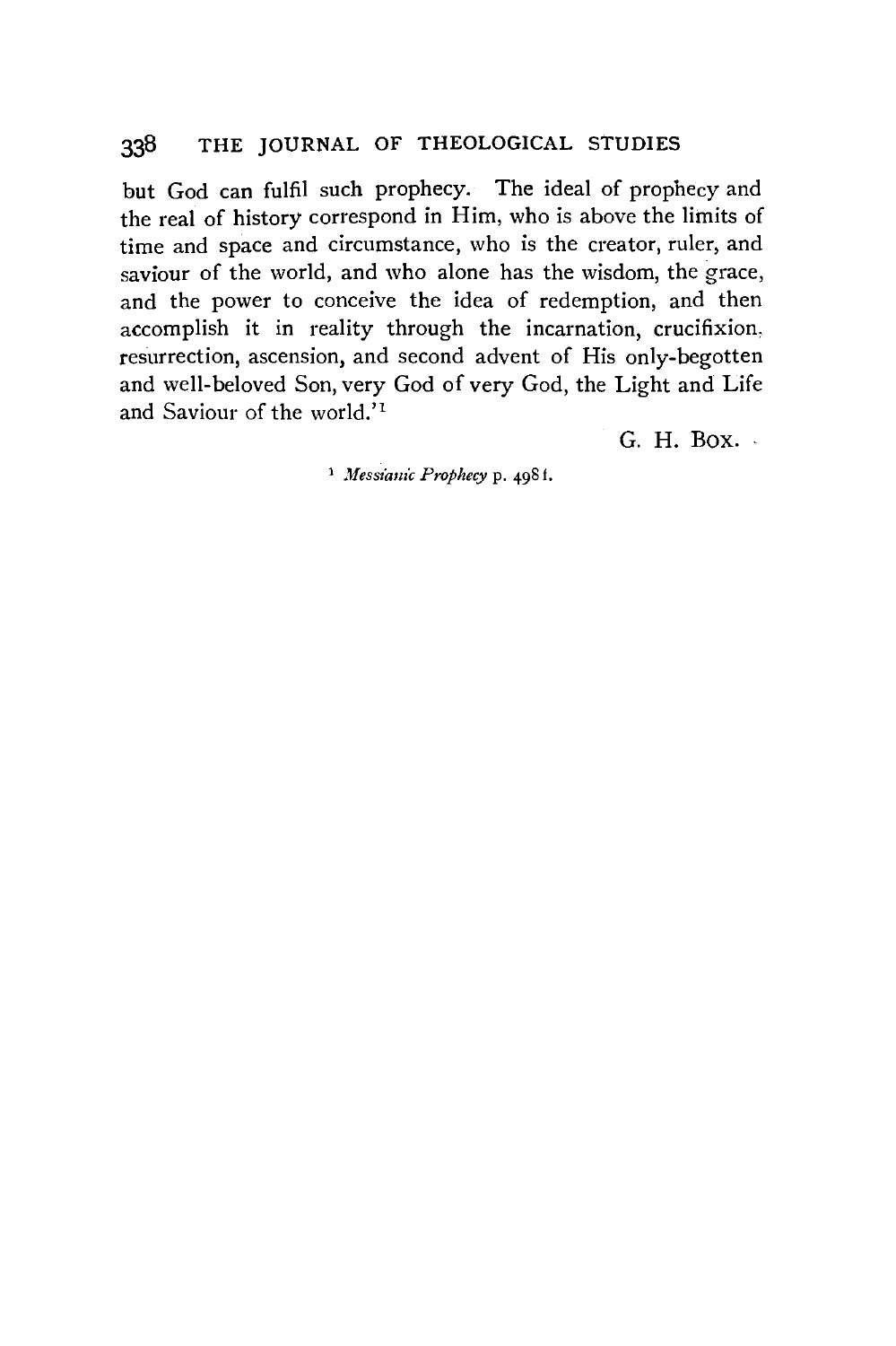but God can fulfil such prophecy. The ideal of prophecy and the real of history correspond in Him, who is above the limits of time and space and circumstance, who is the creator, ruler, and saviour of the world, and who alone has the wisdom, the grace, and the power to conceive the idea of redemption, and then accomplish it in reality through the incarnation, crucifixion, resurrection, ascension, and second advent of His only-begotten and well-beloved Son, very God of very God, the Light and Life and Saviour of the world.'[1]

G. H. Box.

[1] *Messianic Prophecy* p. 498 f.